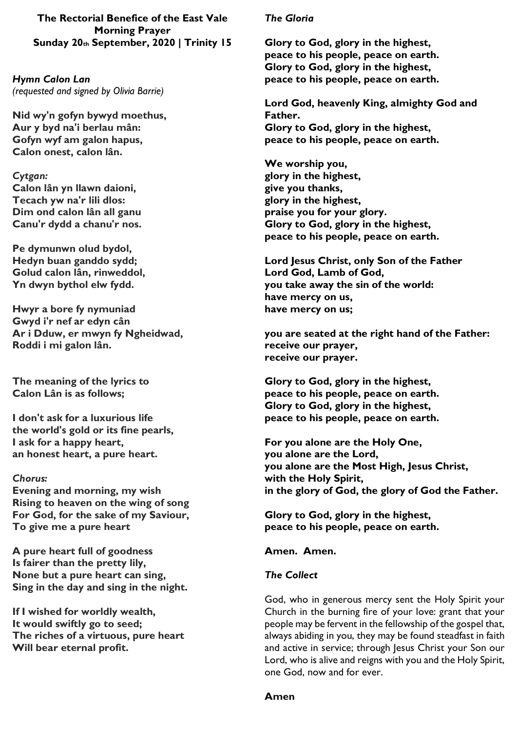**The Rectorial Benefice of the East Vale**
**Morning Prayer**
**Sunday 20th September, 2020 | Trinity 15**

***Hymn Calon Lan***
*(requested and signed by Olivia Barrie)*

**Nid wy'n gofyn bywyd moethus,**
**Aur y byd na'i berlau mân:**
**Gofyn wyf am galon hapus,**
**Calon onest, calon lân.**

*Cytgan:*
**Calon lân yn llawn daioni,**
**Tecach yw na'r lili dlos:**
**Dim ond calon lân all ganu**
**Canu'r dydd a chanu'r nos.**

**Pe dymunwn olud bydol,**
**Hedyn buan ganddo sydd;**
**Golud calon lân, rinweddol,**
**Yn dwyn bythol elw fydd.**

**Hwyr a bore fy nymuniad**
**Gwyd i'r nef ar edyn cân**
**Ar i Dduw, er mwyn fy Ngheidwad,**
**Roddi i mi galon lân.**

**The meaning of the lyrics to**
**Calon Lân is as follows;**

**I don't ask for a luxurious life**
**the world's gold or its fine pearls,**
**I ask for a happy heart,**
**an honest heart, a pure heart.**

*Chorus:*
**Evening and morning, my wish**
**Rising to heaven on the wing of song**
**For God, for the sake of my Saviour,**
**To give me a pure heart**

**A pure heart full of goodness**
**Is fairer than the pretty lily,**
**None but a pure heart can sing,**
**Sing in the day and sing in the night.**

**If I wished for worldly wealth,**
**It would swiftly go to seed;**
**The riches of a virtuous, pure heart**
**Will bear eternal profit.**

***The Gloria***

**Glory to God, glory in the highest,**
**peace to his people, peace on earth.**
**Glory to God, glory in the highest,**
**peace to his people, peace on earth.**

**Lord God, heavenly King, almighty God and Father.**
**Glory to God, glory in the highest,**
**peace to his people, peace on earth.**

**We worship you,**
**glory in the highest,**
**give you thanks,**
**glory in the highest,**
**praise you for your glory.**
**Glory to God, glory in the highest,**
**peace to his people, peace on earth.**

**Lord Jesus Christ, only Son of the Father**
**Lord God, Lamb of God,**
**you take away the sin of the world:**
**have mercy on us,**
**have mercy on us;**

**you are seated at the right hand of the Father:**
**receive our prayer,**
**receive our prayer.**

**Glory to God, glory in the highest,**
**peace to his people, peace on earth.**
**Glory to God, glory in the highest,**
**peace to his people, peace on earth.**

**For you alone are the Holy One,**
**you alone are the Lord,**
**you alone are the Most High, Jesus Christ,**
**with the Holy Spirit,**
**in the glory of God, the glory of God the Father.**

**Glory to God, glory in the highest,**
**peace to his people, peace on earth.**

**Amen. Amen.**

***The Collect***

God, who in generous mercy sent the Holy Spirit your Church in the burning fire of your love: grant that your people may be fervent in the fellowship of the gospel that, always abiding in you, they may be found steadfast in faith and active in service; through Jesus Christ your Son our Lord, who is alive and reigns with you and the Holy Spirit, one God, now and for ever.

**Amen**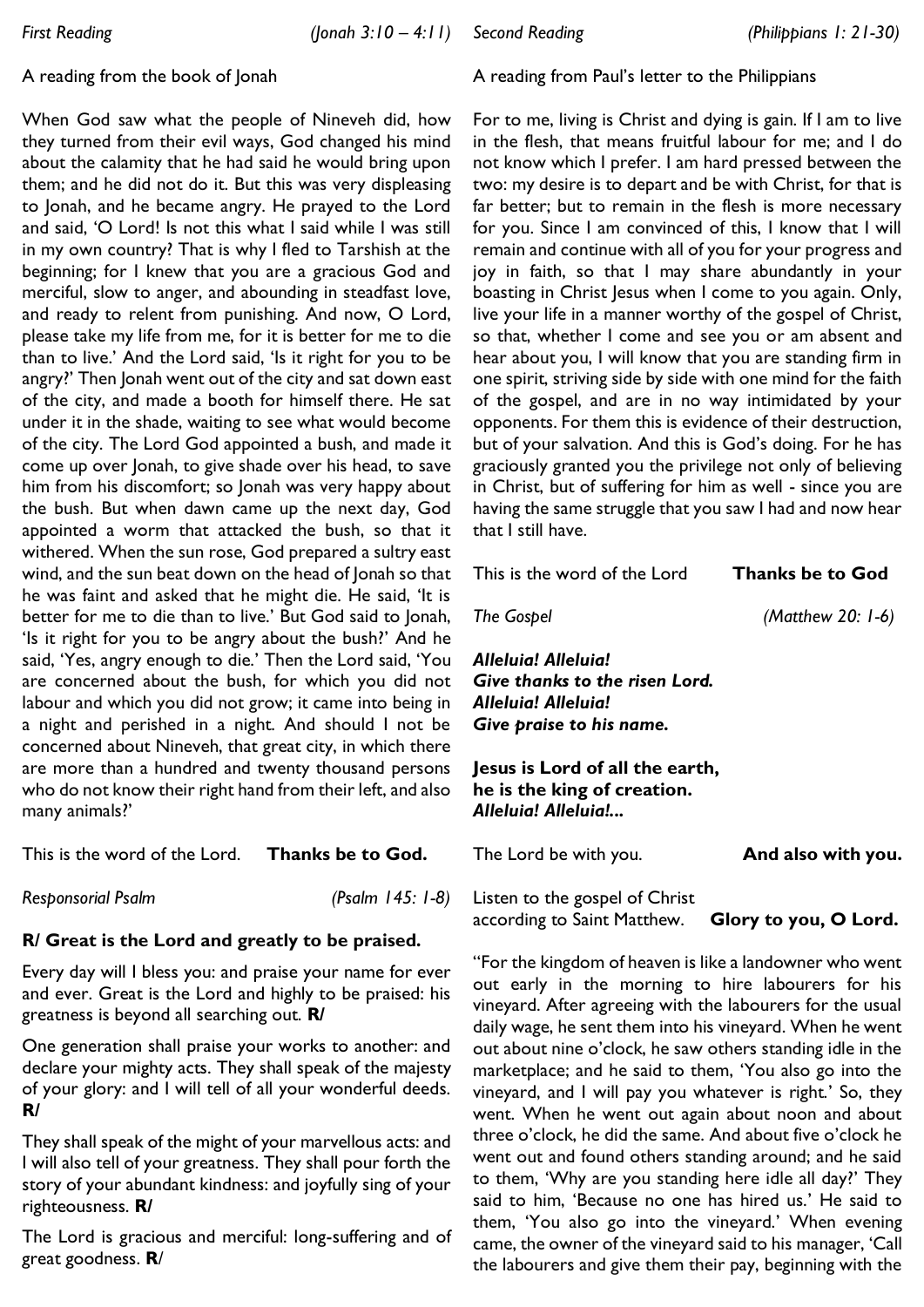*First Reading* *(Jonah 3:10 – 4:11)*

A reading from the book of Jonah

When God saw what the people of Nineveh did, how they turned from their evil ways, God changed his mind about the calamity that he had said he would bring upon them; and he did not do it. But this was very displeasing to Jonah, and he became angry. He prayed to the Lord and said, 'O Lord! Is not this what I said while I was still in my own country? That is why I fled to Tarshish at the beginning; for I knew that you are a gracious God and merciful, slow to anger, and abounding in steadfast love, and ready to relent from punishing. And now, O Lord, please take my life from me, for it is better for me to die than to live.' And the Lord said, 'Is it right for you to be angry?' Then Jonah went out of the city and sat down east of the city, and made a booth for himself there. He sat under it in the shade, waiting to see what would become of the city. The Lord God appointed a bush, and made it come up over Jonah, to give shade over his head, to save him from his discomfort; so Jonah was very happy about the bush. But when dawn came up the next day, God appointed a worm that attacked the bush, so that it withered. When the sun rose, God prepared a sultry east wind, and the sun beat down on the head of Jonah so that he was faint and asked that he might die. He said, 'It is better for me to die than to live.' But God said to Jonah, 'Is it right for you to be angry about the bush?' And he said, 'Yes, angry enough to die.' Then the Lord said, 'You are concerned about the bush, for which you did not labour and which you did not grow; it came into being in a night and perished in a night. And should I not be concerned about Nineveh, that great city, in which there are more than a hundred and twenty thousand persons who do not know their right hand from their left, and also many animals?'

This is the word of the Lord. **Thanks be to God.**

*Responsorial Psalm* *(Psalm 145: 1-8)*

**R/ Great is the Lord and greatly to be praised.**

Every day will I bless you: and praise your name for ever and ever. Great is the Lord and highly to be praised: his greatness is beyond all searching out. **R/**

One generation shall praise your works to another: and declare your mighty acts. They shall speak of the majesty of your glory: and I will tell of all your wonderful deeds. **R/**

They shall speak of the might of your marvellous acts: and I will also tell of your greatness. They shall pour forth the story of your abundant kindness: and joyfully sing of your righteousness. **R/**

The Lord is gracious and merciful: long-suffering and of great goodness. **R/**

*Second Reading* *(Philippians 1: 21-30)*

A reading from Paul's letter to the Philippians

For to me, living is Christ and dying is gain. If I am to live in the flesh, that means fruitful labour for me; and I do not know which I prefer. I am hard pressed between the two: my desire is to depart and be with Christ, for that is far better; but to remain in the flesh is more necessary for you. Since I am convinced of this, I know that I will remain and continue with all of you for your progress and joy in faith, so that I may share abundantly in your boasting in Christ Jesus when I come to you again. Only, live your life in a manner worthy of the gospel of Christ, so that, whether I come and see you or am absent and hear about you, I will know that you are standing firm in one spirit, striving side by side with one mind for the faith of the gospel, and are in no way intimidated by your opponents. For them this is evidence of their destruction, but of your salvation. And this is God's doing. For he has graciously granted you the privilege not only of believing in Christ, but of suffering for him as well - since you are having the same struggle that you saw I had and now hear that I still have.

This is the word of the Lord **Thanks be to God**

*The Gospel* *(Matthew 20: 1-6)*

***Alleluia! Alleluia!***
***Give thanks to the risen Lord.***
***Alleluia! Alleluia!***
***Give praise to his name.***

**Jesus is Lord of all the earth,**
**he is the king of creation.**
***Alleluia! Alleluia!...***

The Lord be with you. **And also with you.**

Listen to the gospel of Christ according to Saint Matthew. **Glory to you, O Lord.**

"For the kingdom of heaven is like a landowner who went out early in the morning to hire labourers for his vineyard. After agreeing with the labourers for the usual daily wage, he sent them into his vineyard. When he went out about nine o'clock, he saw others standing idle in the marketplace; and he said to them, 'You also go into the vineyard, and I will pay you whatever is right.' So, they went. When he went out again about noon and about three o'clock, he did the same. And about five o'clock he went out and found others standing around; and he said to them, 'Why are you standing here idle all day?' They said to him, 'Because no one has hired us.' He said to them, 'You also go into the vineyard.' When evening came, the owner of the vineyard said to his manager, 'Call the labourers and give them their pay, beginning with the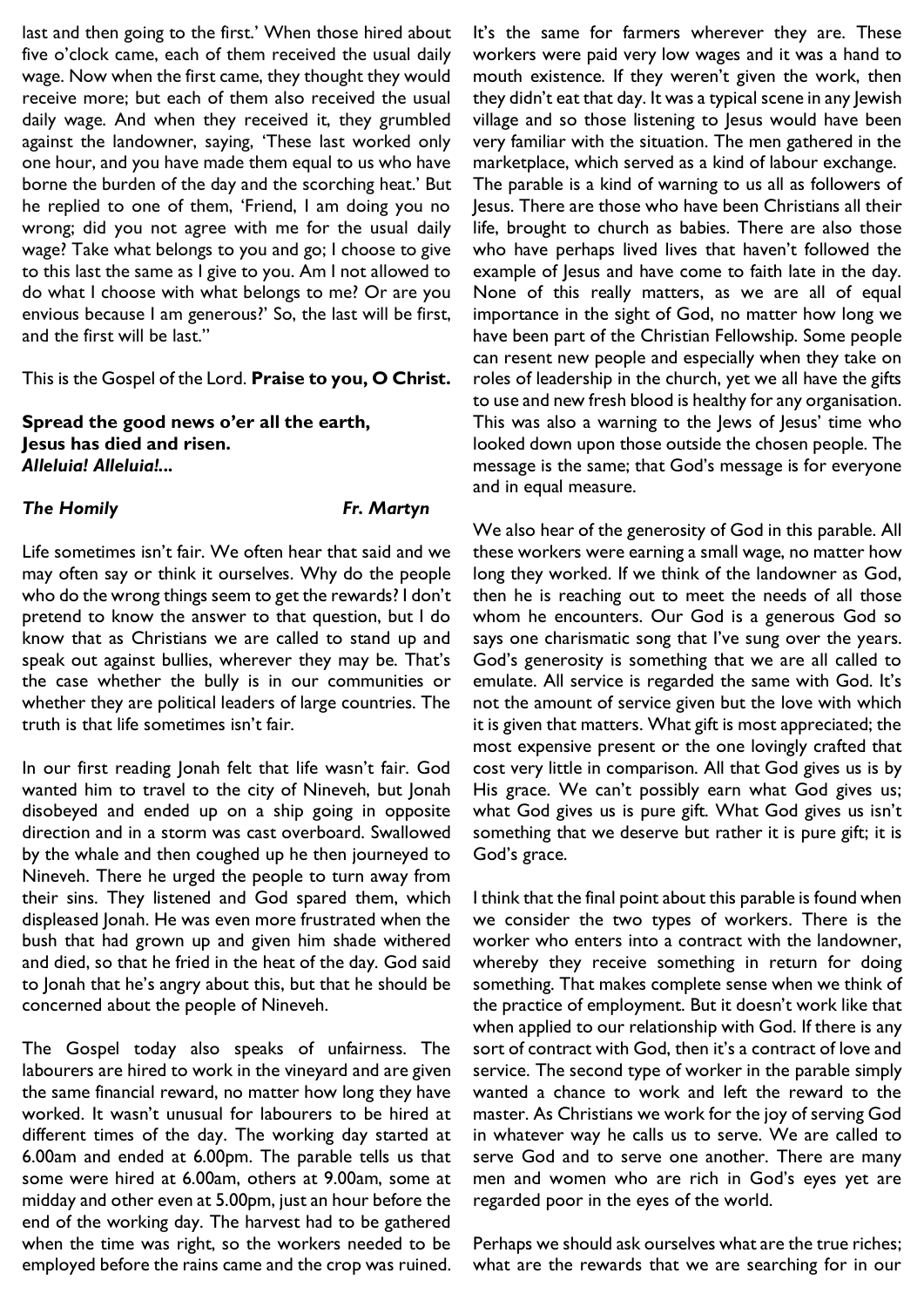last and then going to the first.' When those hired about five o'clock came, each of them received the usual daily wage. Now when the first came, they thought they would receive more; but each of them also received the usual daily wage. And when they received it, they grumbled against the landowner, saying, 'These last worked only one hour, and you have made them equal to us who have borne the burden of the day and the scorching heat.' But he replied to one of them, 'Friend, I am doing you no wrong; did you not agree with me for the usual daily wage? Take what belongs to you and go; I choose to give to this last the same as I give to you. Am I not allowed to do what I choose with what belongs to me? Or are you envious because I am generous?' So, the last will be first, and the first will be last."

This is the Gospel of the Lord. **Praise to you, O Christ.**

**Spread the good news o'er all the earth,**
**Jesus has died and risen.**
***Alleluia! Alleluia!...***

***The Homily*** ***Fr. Martyn***

Life sometimes isn't fair. We often hear that said and we may often say or think it ourselves. Why do the people who do the wrong things seem to get the rewards? I don't pretend to know the answer to that question, but I do know that as Christians we are called to stand up and speak out against bullies, wherever they may be. That's the case whether the bully is in our communities or whether they are political leaders of large countries. The truth is that life sometimes isn't fair.

In our first reading Jonah felt that life wasn't fair. God wanted him to travel to the city of Nineveh, but Jonah disobeyed and ended up on a ship going in opposite direction and in a storm was cast overboard. Swallowed by the whale and then coughed up he then journeyed to Nineveh. There he urged the people to turn away from their sins. They listened and God spared them, which displeased Jonah. He was even more frustrated when the bush that had grown up and given him shade withered and died, so that he fried in the heat of the day. God said to Jonah that he's angry about this, but that he should be concerned about the people of Nineveh.

The Gospel today also speaks of unfairness. The labourers are hired to work in the vineyard and are given the same financial reward, no matter how long they have worked. It wasn't unusual for labourers to be hired at different times of the day. The working day started at 6.00am and ended at 6.00pm. The parable tells us that some were hired at 6.00am, others at 9.00am, some at midday and other even at 5.00pm, just an hour before the end of the working day. The harvest had to be gathered when the time was right, so the workers needed to be employed before the rains came and the crop was ruined. It's the same for farmers wherever they are. These workers were paid very low wages and it was a hand to mouth existence. If they weren't given the work, then they didn't eat that day. It was a typical scene in any Jewish village and so those listening to Jesus would have been very familiar with the situation. The men gathered in the marketplace, which served as a kind of labour exchange. The parable is a kind of warning to us all as followers of Jesus. There are those who have been Christians all their life, brought to church as babies. There are also those who have perhaps lived lives that haven't followed the example of Jesus and have come to faith late in the day. None of this really matters, as we are all of equal importance in the sight of God, no matter how long we have been part of the Christian Fellowship. Some people can resent new people and especially when they take on roles of leadership in the church, yet we all have the gifts to use and new fresh blood is healthy for any organisation. This was also a warning to the Jews of Jesus' time who looked down upon those outside the chosen people. The message is the same; that God's message is for everyone and in equal measure.

We also hear of the generosity of God in this parable. All these workers were earning a small wage, no matter how long they worked. If we think of the landowner as God, then he is reaching out to meet the needs of all those whom he encounters. Our God is a generous God so says one charismatic song that I've sung over the years. God's generosity is something that we are all called to emulate. All service is regarded the same with God. It's not the amount of service given but the love with which it is given that matters. What gift is most appreciated; the most expensive present or the one lovingly crafted that cost very little in comparison. All that God gives us is by His grace. We can't possibly earn what God gives us; what God gives us is pure gift. What God gives us isn't something that we deserve but rather it is pure gift; it is God's grace.

I think that the final point about this parable is found when we consider the two types of workers. There is the worker who enters into a contract with the landowner, whereby they receive something in return for doing something. That makes complete sense when we think of the practice of employment. But it doesn't work like that when applied to our relationship with God. If there is any sort of contract with God, then it's a contract of love and service. The second type of worker in the parable simply wanted a chance to work and left the reward to the master. As Christians we work for the joy of serving God in whatever way he calls us to serve. We are called to serve God and to serve one another. There are many men and women who are rich in God's eyes yet are regarded poor in the eyes of the world.

Perhaps we should ask ourselves what are the true riches; what are the rewards that we are searching for in our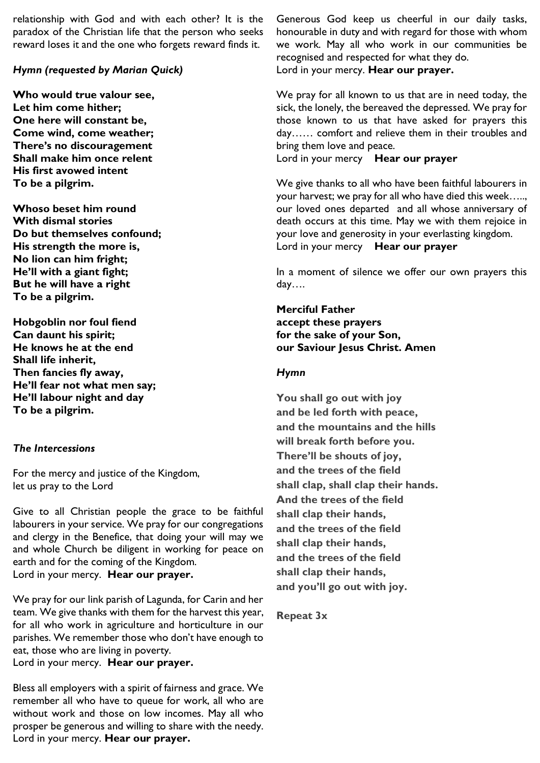relationship with God and with each other? It is the paradox of the Christian life that the person who seeks reward loses it and the one who forgets reward finds it.

*Hymn (requested by Marian Quick)*

**Who would true valour see,**
**Let him come hither;**
**One here will constant be,**
**Come wind, come weather;**
**There's no discouragement**
**Shall make him once relent**
**His first avowed intent**
**To be a pilgrim.**

**Whoso beset him round**
**With dismal stories**
**Do but themselves confound;**
**His strength the more is,**
**No lion can him fright;**
**He'll with a giant fight;**
**But he will have a right**
**To be a pilgrim.**

**Hobgoblin nor foul fiend**
**Can daunt his spirit;**
**He knows he at the end**
**Shall life inherit,**
**Then fancies fly away,**
**He'll fear not what men say;**
**He'll labour night and day**
**To be a pilgrim.**

*The Intercessions*

For the mercy and justice of the Kingdom,
let us pray to the Lord

Give to all Christian people the grace to be faithful labourers in your service. We pray for our congregations and clergy in the Benefice, that doing your will may we and whole Church be diligent in working for peace on earth and for the coming of the Kingdom.
Lord in your mercy. **Hear our prayer.**

We pray for our link parish of Lagunda, for Carin and her team. We give thanks with them for the harvest this year, for all who work in agriculture and horticulture in our parishes. We remember those who don't have enough to eat, those who are living in poverty.
Lord in your mercy. **Hear our prayer.**

Bless all employers with a spirit of fairness and grace. We remember all who have to queue for work, all who are without work and those on low incomes. May all who prosper be generous and willing to share with the needy.
Lord in your mercy. **Hear our prayer.**

Generous God keep us cheerful in our daily tasks, honourable in duty and with regard for those with whom we work. May all who work in our communities be recognised and respected for what they do.
Lord in your mercy. **Hear our prayer.**

We pray for all known to us that are in need today, the sick, the lonely, the bereaved the depressed. We pray for those known to us that have asked for prayers this day…… comfort and relieve them in their troubles and bring them love and peace.
Lord in your mercy **Hear our prayer**

We give thanks to all who have been faithful labourers in your harvest; we pray for all who have died this week….., our loved ones departed and all whose anniversary of death occurs at this time. May we with them rejoice in your love and generosity in your everlasting kingdom.
Lord in your mercy **Hear our prayer**

In a moment of silence we offer our own prayers this day….

**Merciful Father**
**accept these prayers**
**for the sake of your Son,**
**our Saviour Jesus Christ. Amen**

*Hymn*

**You shall go out with joy**
**and be led forth with peace,**
**and the mountains and the hills**
**will break forth before you.**
**There'll be shouts of joy,**
**and the trees of the field**
**shall clap, shall clap their hands.**
**And the trees of the field**
**shall clap their hands,**
**and the trees of the field**
**shall clap their hands,**
**and the trees of the field**
**shall clap their hands,**
**and you'll go out with joy.**

**Repeat 3x**